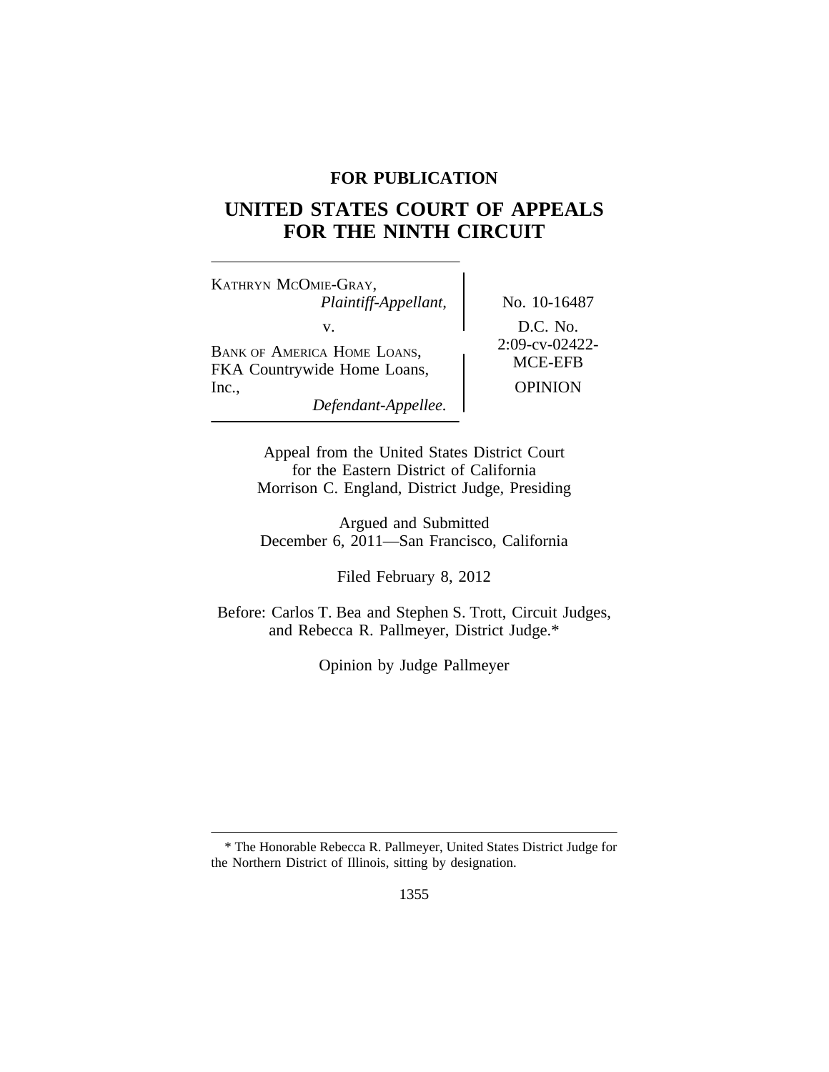**FOR PUBLICATION**

# UNITED STATES COURT OF APPEALS FOR THE NINTH CIRCUIT

KATHRYN MCOMIE-GRAY,
*Plaintiff-Appellant,*

v.

BANK OF AMERICA HOME LOANS, FKA Countrywide Home Loans, Inc.,
*Defendant-Appellee.*

No. 10-16487

D.C. No. 2:09-cv-02422-MCE-EFB

OPINION

Appeal from the United States District Court for the Eastern District of California
Morrison C. England, District Judge, Presiding

Argued and Submitted
December 6, 2011—San Francisco, California

Filed February 8, 2012

Before: Carlos T. Bea and Stephen S. Trott, Circuit Judges, and Rebecca R. Pallmeyer, District Judge.*

Opinion by Judge Pallmeyer

---

\* The Honorable Rebecca R. Pallmeyer, United States District Judge for the Northern District of Illinois, sitting by designation.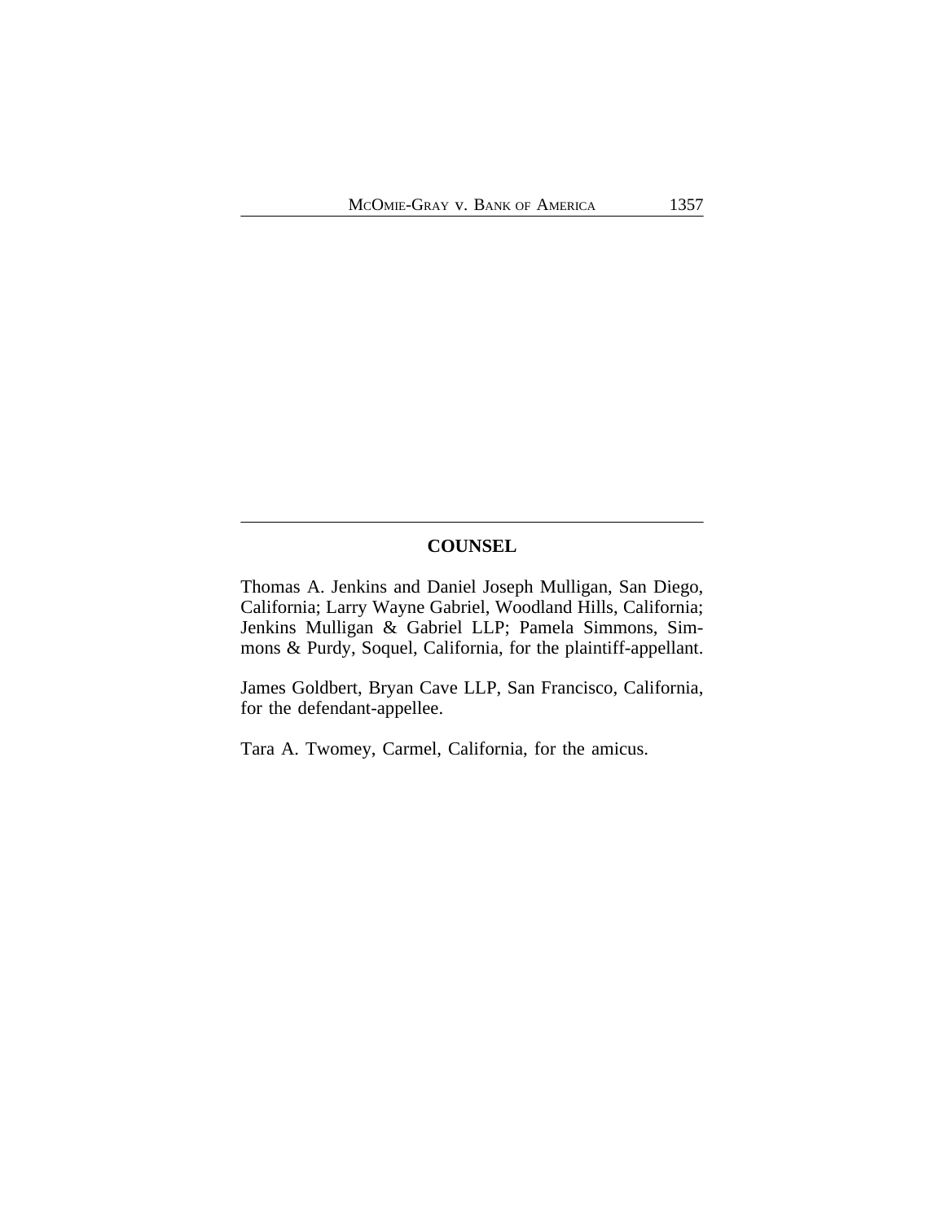## COUNSEL

Thomas A. Jenkins and Daniel Joseph Mulligan, San Diego, California; Larry Wayne Gabriel, Woodland Hills, California; Jenkins Mulligan & Gabriel LLP; Pamela Simmons, Simmons & Purdy, Soquel, California, for the plaintiff-appellant.

James Goldbert, Bryan Cave LLP, San Francisco, California, for the defendant-appellee.

Tara A. Twomey, Carmel, California, for the amicus.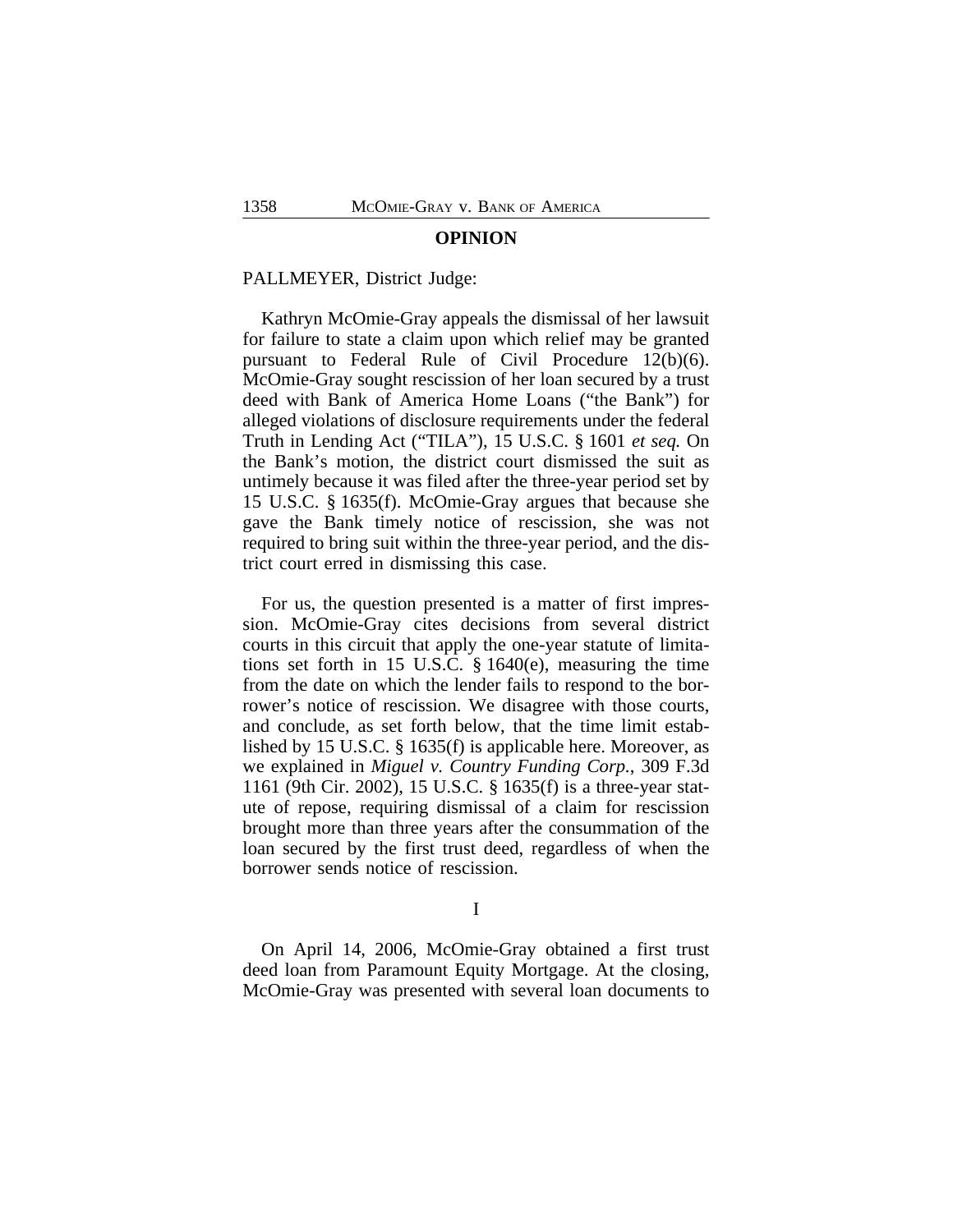## OPINION

PALLMEYER, District Judge:

Kathryn McOmie-Gray appeals the dismissal of her lawsuit for failure to state a claim upon which relief may be granted pursuant to Federal Rule of Civil Procedure 12(b)(6). McOmie-Gray sought rescission of her loan secured by a trust deed with Bank of America Home Loans ("the Bank") for alleged violations of disclosure requirements under the federal Truth in Lending Act ("TILA"), 15 U.S.C. § 1601 *et seq.* On the Bank's motion, the district court dismissed the suit as untimely because it was filed after the three-year period set by 15 U.S.C. § 1635(f). McOmie-Gray argues that because she gave the Bank timely notice of rescission, she was not required to bring suit within the three-year period, and the district court erred in dismissing this case.

For us, the question presented is a matter of first impression. McOmie-Gray cites decisions from several district courts in this circuit that apply the one-year statute of limitations set forth in 15 U.S.C. § 1640(e), measuring the time from the date on which the lender fails to respond to the borrower's notice of rescission. We disagree with those courts, and conclude, as set forth below, that the time limit established by 15 U.S.C. § 1635(f) is applicable here. Moreover, as we explained in *Miguel v. Country Funding Corp.*, 309 F.3d 1161 (9th Cir. 2002), 15 U.S.C. § 1635(f) is a three-year statute of repose, requiring dismissal of a claim for rescission brought more than three years after the consummation of the loan secured by the first trust deed, regardless of when the borrower sends notice of rescission.

I

On April 14, 2006, McOmie-Gray obtained a first trust deed loan from Paramount Equity Mortgage. At the closing, McOmie-Gray was presented with several loan documents to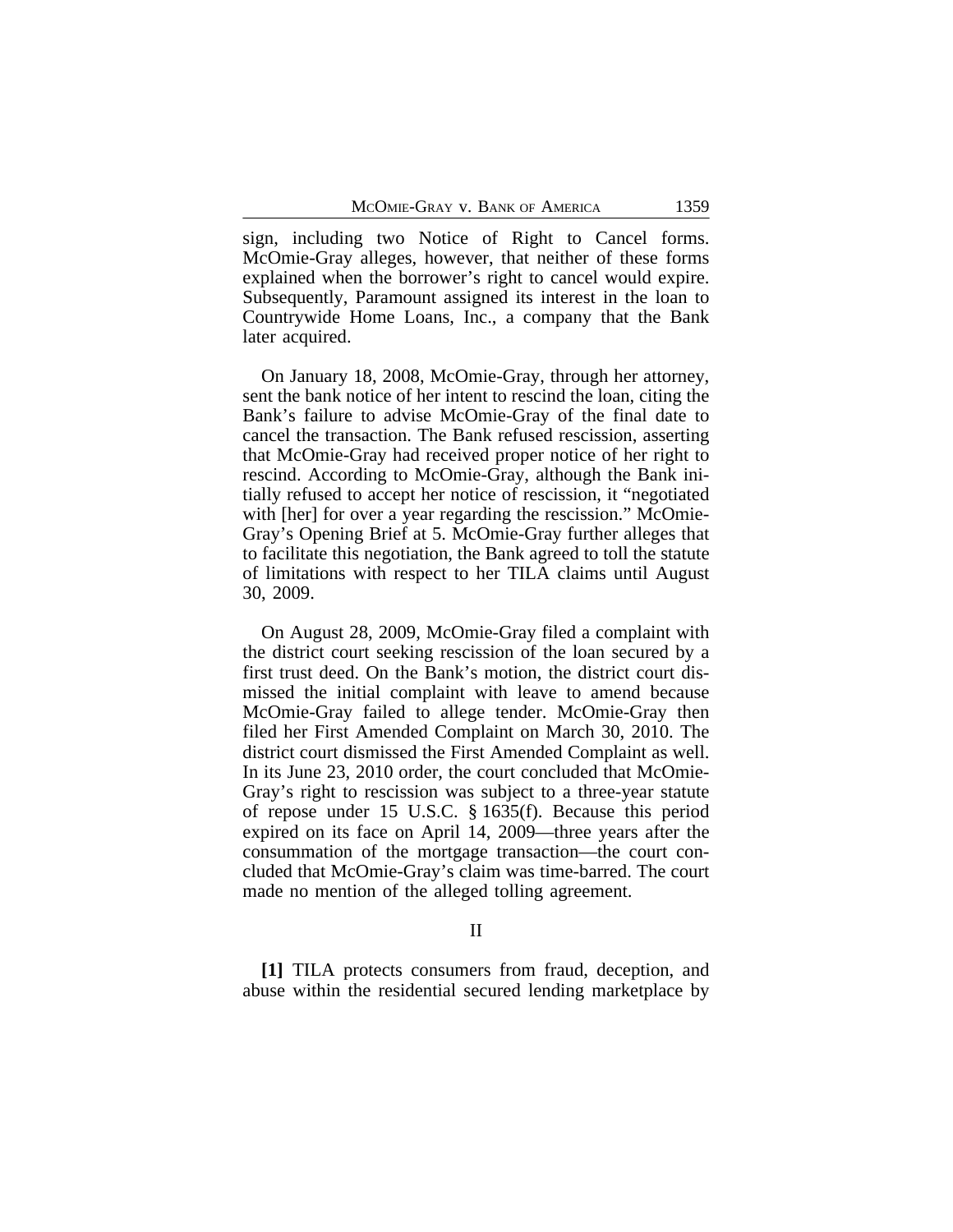sign, including two Notice of Right to Cancel forms. McOmie-Gray alleges, however, that neither of these forms explained when the borrower's right to cancel would expire. Subsequently, Paramount assigned its interest in the loan to Countrywide Home Loans, Inc., a company that the Bank later acquired.

On January 18, 2008, McOmie-Gray, through her attorney, sent the bank notice of her intent to rescind the loan, citing the Bank's failure to advise McOmie-Gray of the final date to cancel the transaction. The Bank refused rescission, asserting that McOmie-Gray had received proper notice of her right to rescind. According to McOmie-Gray, although the Bank initially refused to accept her notice of rescission, it "negotiated with [her] for over a year regarding the rescission." McOmie-Gray's Opening Brief at 5. McOmie-Gray further alleges that to facilitate this negotiation, the Bank agreed to toll the statute of limitations with respect to her TILA claims until August 30, 2009.

On August 28, 2009, McOmie-Gray filed a complaint with the district court seeking rescission of the loan secured by a first trust deed. On the Bank's motion, the district court dismissed the initial complaint with leave to amend because McOmie-Gray failed to allege tender. McOmie-Gray then filed her First Amended Complaint on March 30, 2010. The district court dismissed the First Amended Complaint as well. In its June 23, 2010 order, the court concluded that McOmie-Gray's right to rescission was subject to a three-year statute of repose under 15 U.S.C. § 1635(f). Because this period expired on its face on April 14, 2009—three years after the consummation of the mortgage transaction—the court concluded that McOmie-Gray's claim was time-barred. The court made no mention of the alleged tolling agreement.

## II

**[1]** TILA protects consumers from fraud, deception, and abuse within the residential secured lending marketplace by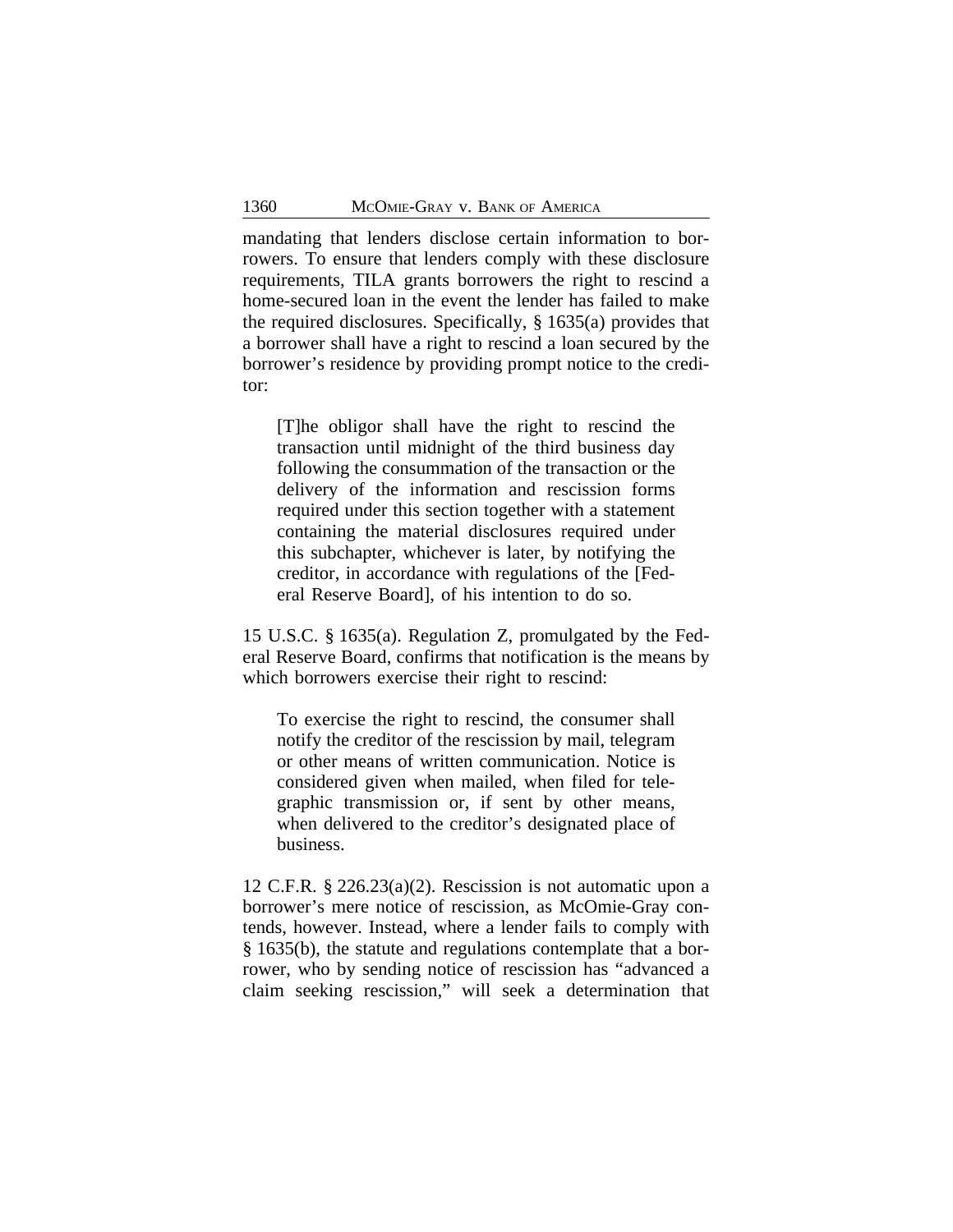mandating that lenders disclose certain information to borrowers. To ensure that lenders comply with these disclosure requirements, TILA grants borrowers the right to rescind a home-secured loan in the event the lender has failed to make the required disclosures. Specifically, § 1635(a) provides that a borrower shall have a right to rescind a loan secured by the borrower's residence by providing prompt notice to the creditor:

> [T]he obligor shall have the right to rescind the transaction until midnight of the third business day following the consummation of the transaction or the delivery of the information and rescission forms required under this section together with a statement containing the material disclosures required under this subchapter, whichever is later, by notifying the creditor, in accordance with regulations of the [Federal Reserve Board], of his intention to do so.

15 U.S.C. § 1635(a). Regulation Z, promulgated by the Federal Reserve Board, confirms that notification is the means by which borrowers exercise their right to rescind:

> To exercise the right to rescind, the consumer shall notify the creditor of the rescission by mail, telegram or other means of written communication. Notice is considered given when mailed, when filed for telegraphic transmission or, if sent by other means, when delivered to the creditor's designated place of business.

12 C.F.R. § 226.23(a)(2). Rescission is not automatic upon a borrower's mere notice of rescission, as McOmie-Gray contends, however. Instead, where a lender fails to comply with § 1635(b), the statute and regulations contemplate that a borrower, who by sending notice of rescission has "advanced a claim seeking rescission," will seek a determination that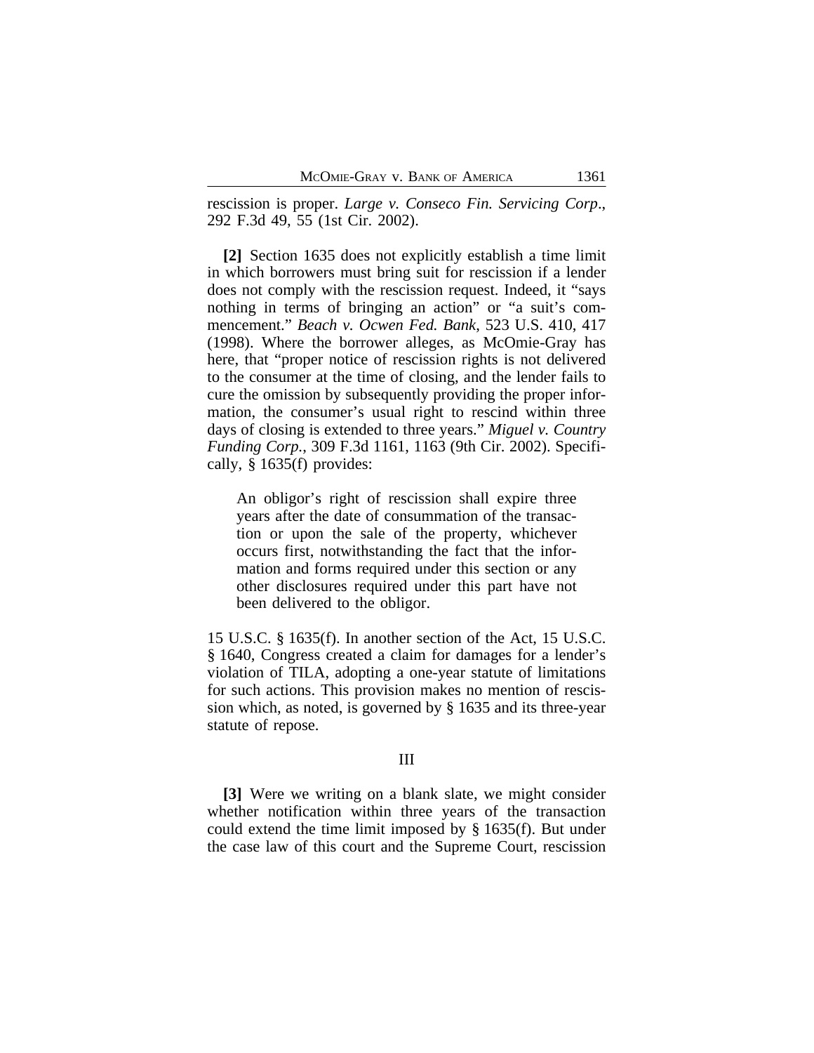rescission is proper. *Large v. Conseco Fin. Servicing Corp.*, 292 F.3d 49, 55 (1st Cir. 2002).

**[2]** Section 1635 does not explicitly establish a time limit in which borrowers must bring suit for rescission if a lender does not comply with the rescission request. Indeed, it "says nothing in terms of bringing an action" or "a suit's commencement." *Beach v. Ocwen Fed. Bank*, 523 U.S. 410, 417 (1998). Where the borrower alleges, as McOmie-Gray has here, that "proper notice of rescission rights is not delivered to the consumer at the time of closing, and the lender fails to cure the omission by subsequently providing the proper information, the consumer's usual right to rescind within three days of closing is extended to three years." *Miguel v. Country Funding Corp.*, 309 F.3d 1161, 1163 (9th Cir. 2002). Specifically, § 1635(f) provides:

> An obligor's right of rescission shall expire three years after the date of consummation of the transaction or upon the sale of the property, whichever occurs first, notwithstanding the fact that the information and forms required under this section or any other disclosures required under this part have not been delivered to the obligor.

15 U.S.C. § 1635(f). In another section of the Act, 15 U.S.C. § 1640, Congress created a claim for damages for a lender's violation of TILA, adopting a one-year statute of limitations for such actions. This provision makes no mention of rescission which, as noted, is governed by § 1635 and its three-year statute of repose.

## III

**[3]** Were we writing on a blank slate, we might consider whether notification within three years of the transaction could extend the time limit imposed by § 1635(f). But under the case law of this court and the Supreme Court, rescission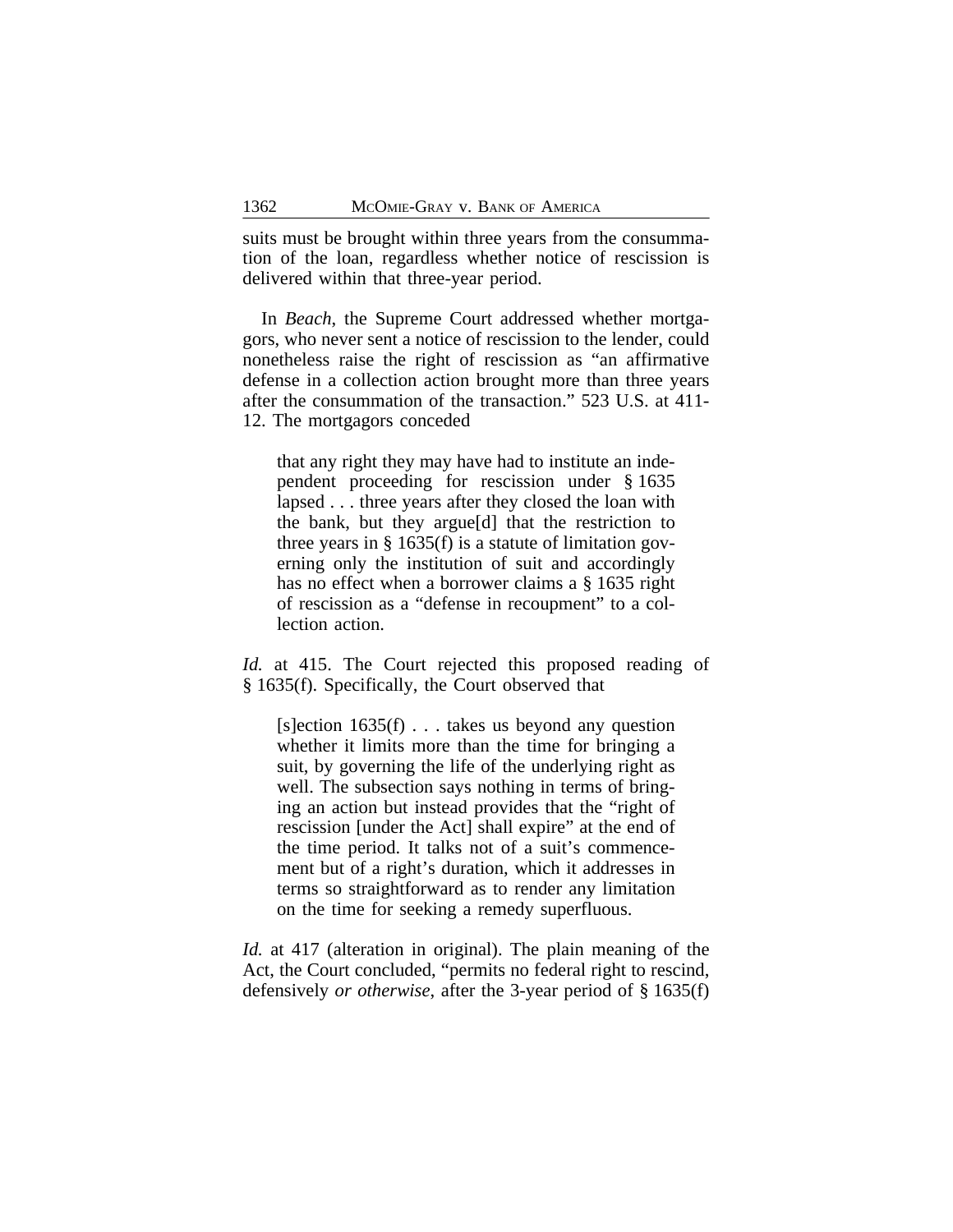suits must be brought within three years from the consummation of the loan, regardless whether notice of rescission is delivered within that three-year period.

In *Beach*, the Supreme Court addressed whether mortgagors, who never sent a notice of rescission to the lender, could nonetheless raise the right of rescission as "an affirmative defense in a collection action brought more than three years after the consummation of the transaction." 523 U.S. at 411-12. The mortgagors conceded

> that any right they may have had to institute an independent proceeding for rescission under § 1635 lapsed . . . three years after they closed the loan with the bank, but they argue[d] that the restriction to three years in § 1635(f) is a statute of limitation governing only the institution of suit and accordingly has no effect when a borrower claims a § 1635 right of rescission as a "defense in recoupment" to a collection action.

*Id.* at 415. The Court rejected this proposed reading of § 1635(f). Specifically, the Court observed that

> [s]ection 1635(f) . . . takes us beyond any question whether it limits more than the time for bringing a suit, by governing the life of the underlying right as well. The subsection says nothing in terms of bringing an action but instead provides that the "right of rescission [under the Act] shall expire" at the end of the time period. It talks not of a suit's commencement but of a right's duration, which it addresses in terms so straightforward as to render any limitation on the time for seeking a remedy superfluous.

*Id.* at 417 (alteration in original). The plain meaning of the Act, the Court concluded, "permits no federal right to rescind, defensively *or otherwise*, after the 3-year period of § 1635(f)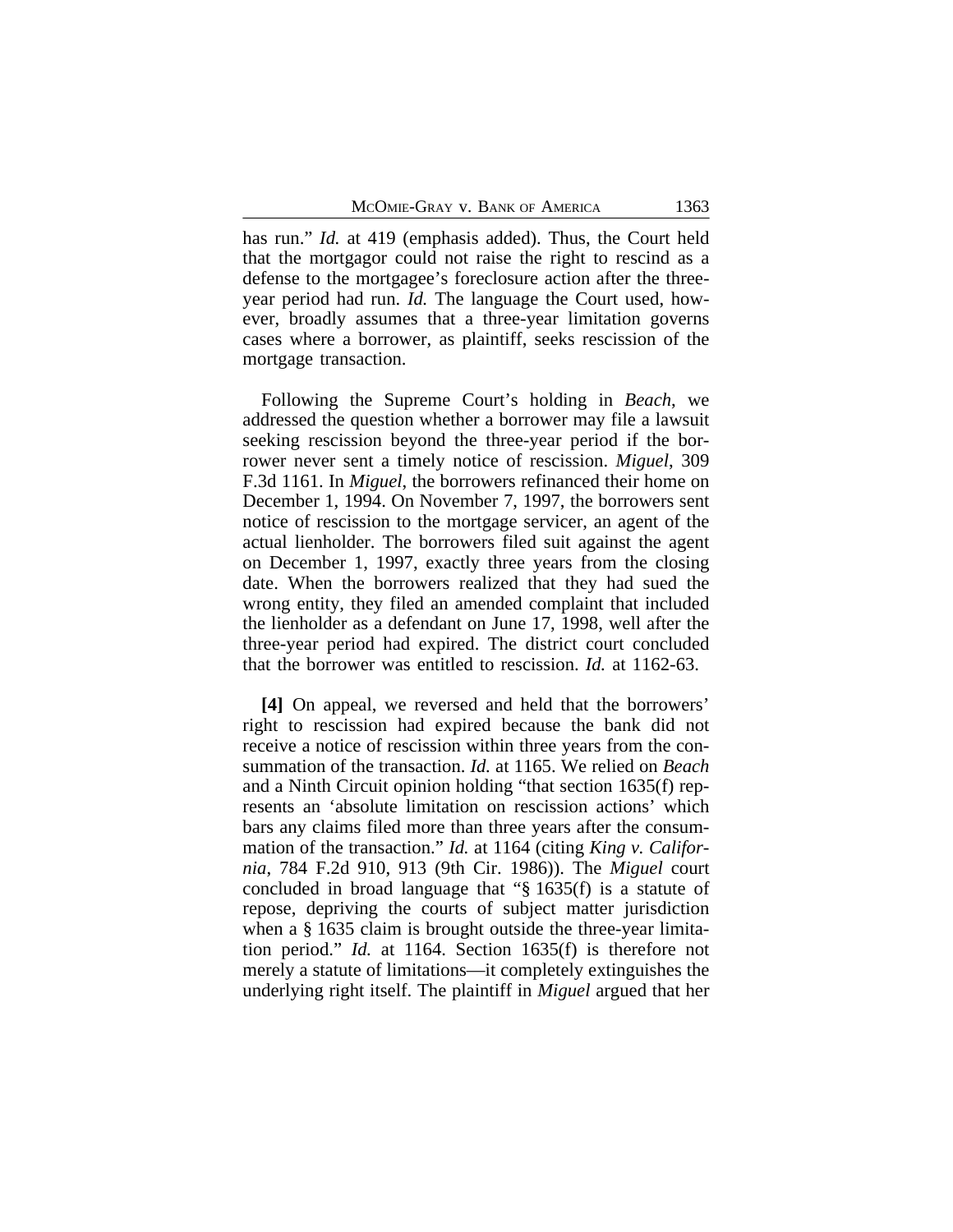has run." *Id.* at 419 (emphasis added). Thus, the Court held that the mortgagor could not raise the right to rescind as a defense to the mortgagee's foreclosure action after the three-year period had run. *Id.* The language the Court used, however, broadly assumes that a three-year limitation governs cases where a borrower, as plaintiff, seeks rescission of the mortgage transaction.

Following the Supreme Court's holding in *Beach*, we addressed the question whether a borrower may file a lawsuit seeking rescission beyond the three-year period if the borrower never sent a timely notice of rescission. *Miguel*, 309 F.3d 1161. In *Miguel*, the borrowers refinanced their home on December 1, 1994. On November 7, 1997, the borrowers sent notice of rescission to the mortgage servicer, an agent of the actual lienholder. The borrowers filed suit against the agent on December 1, 1997, exactly three years from the closing date. When the borrowers realized that they had sued the wrong entity, they filed an amended complaint that included the lienholder as a defendant on June 17, 1998, well after the three-year period had expired. The district court concluded that the borrower was entitled to rescission. *Id.* at 1162-63.

**[4]** On appeal, we reversed and held that the borrowers' right to rescission had expired because the bank did not receive a notice of rescission within three years from the consummation of the transaction. *Id.* at 1165. We relied on *Beach* and a Ninth Circuit opinion holding "that section 1635(f) represents an 'absolute limitation on rescission actions' which bars any claims filed more than three years after the consummation of the transaction." *Id.* at 1164 (citing *King v. California*, 784 F.2d 910, 913 (9th Cir. 1986)). The *Miguel* court concluded in broad language that "§ 1635(f) is a statute of repose, depriving the courts of subject matter jurisdiction when a § 1635 claim is brought outside the three-year limitation period." *Id.* at 1164. Section 1635(f) is therefore not merely a statute of limitations—it completely extinguishes the underlying right itself. The plaintiff in *Miguel* argued that her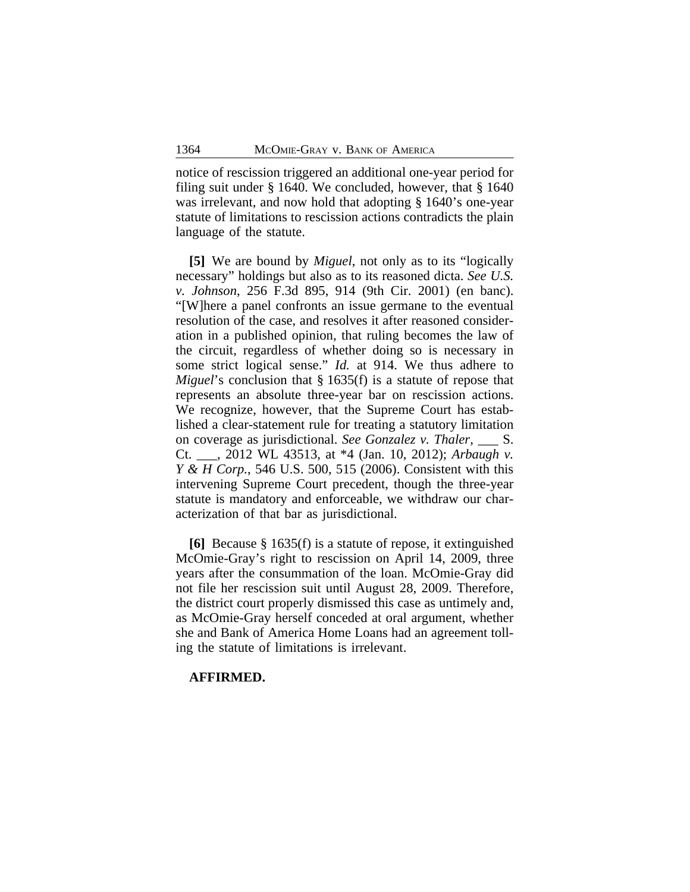notice of rescission triggered an additional one-year period for filing suit under § 1640. We concluded, however, that § 1640 was irrelevant, and now hold that adopting § 1640's one-year statute of limitations to rescission actions contradicts the plain language of the statute.

**[5]** We are bound by *Miguel*, not only as to its "logically necessary" holdings but also as to its reasoned dicta. *See U.S. v. Johnson*, 256 F.3d 895, 914 (9th Cir. 2001) (en banc). "[W]here a panel confronts an issue germane to the eventual resolution of the case, and resolves it after reasoned consideration in a published opinion, that ruling becomes the law of the circuit, regardless of whether doing so is necessary in some strict logical sense." *Id.* at 914. We thus adhere to *Miguel*'s conclusion that § 1635(f) is a statute of repose that represents an absolute three-year bar on rescission actions. We recognize, however, that the Supreme Court has established a clear-statement rule for treating a statutory limitation on coverage as jurisdictional. *See Gonzalez v. Thaler*, ___ S. Ct. ___, 2012 WL 43513, at *4 (Jan. 10, 2012); *Arbaugh v. Y & H Corp.*, 546 U.S. 500, 515 (2006). Consistent with this intervening Supreme Court precedent, though the three-year statute is mandatory and enforceable, we withdraw our characterization of that bar as jurisdictional.

**[6]** Because § 1635(f) is a statute of repose, it extinguished McOmie-Gray's right to rescission on April 14, 2009, three years after the consummation of the loan. McOmie-Gray did not file her rescission suit until August 28, 2009. Therefore, the district court properly dismissed this case as untimely and, as McOmie-Gray herself conceded at oral argument, whether she and Bank of America Home Loans had an agreement tolling the statute of limitations is irrelevant.

**AFFIRMED.**